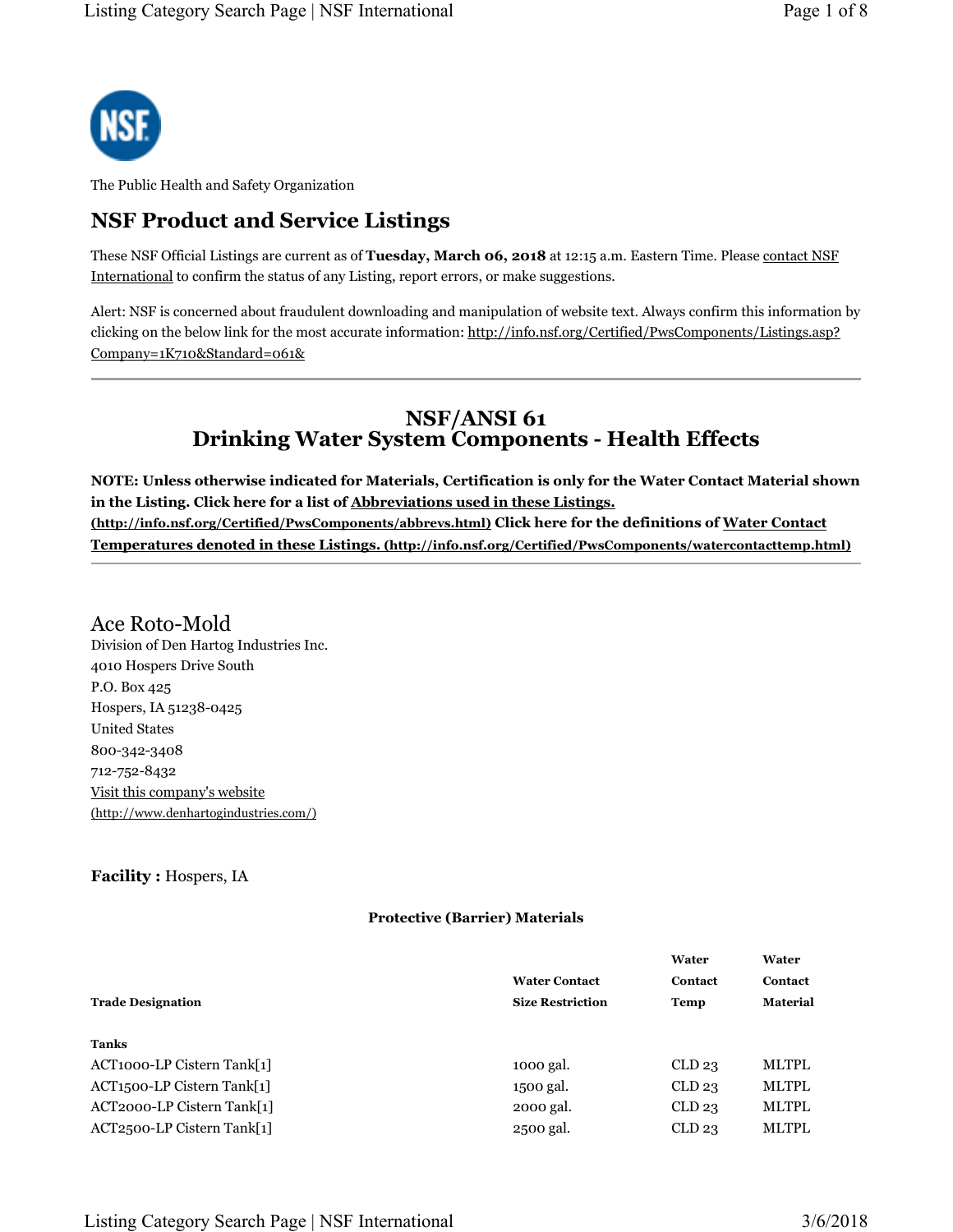NSF

The Public Health and Safety Organization

## NSF Product and Service Listings

These NSF Official Listings are current as of **Tuesday, March 06, 2018** at 12:15 a.m. Eastern Time. Please contact NSF International to confirm the status of any Listing, report errors, or make suggestions.

Alert: NSF is concerned about fraudulent downloading and manipulation of website text. Always confirm this information by clicking on the below link for the most accurate information: http://info.nsf.org/Certified/PwsComponents/Listings.asp?Company=1K710&Standard=061&

---

# NSF/ANSI 61
# Drinking Water System Components - Health Effects

**NOTE: Unless otherwise indicated for Materials, Certification is only for the Water Contact Material shown in the Listing. Click here for a list of Abbreviations used in these Listings. (http://info.nsf.org/Certified/PwsComponents/abbrevs.html) Click here for the definitions of Water Contact Temperatures denoted in these Listings. (http://info.nsf.org/Certified/PwsComponents/watercontacttemp.html)**

---

## Ace Roto-Mold

Division of Den Hartog Industries Inc.
4010 Hospers Drive South
P.O. Box 425
Hospers, IA 51238-0425
United States
800-342-3408
712-752-8432
Visit this company's website
(http://www.denhartogindustries.com/)

**Facility :** Hospers, IA

**Protective (Barrier) Materials**

| Trade Designation | Water Contact Size Restriction | Water Contact Temp | Water Contact Material |
|---|---|---|---|
| **Tanks** | | | |
| ACT1000-LP Cistern Tank[1] | 1000 gal. | CLD 23 | MLTPL |
| ACT1500-LP Cistern Tank[1] | 1500 gal. | CLD 23 | MLTPL |
| ACT2000-LP Cistern Tank[1] | 2000 gal. | CLD 23 | MLTPL |
| ACT2500-LP Cistern Tank[1] | 2500 gal. | CLD 23 | MLTPL |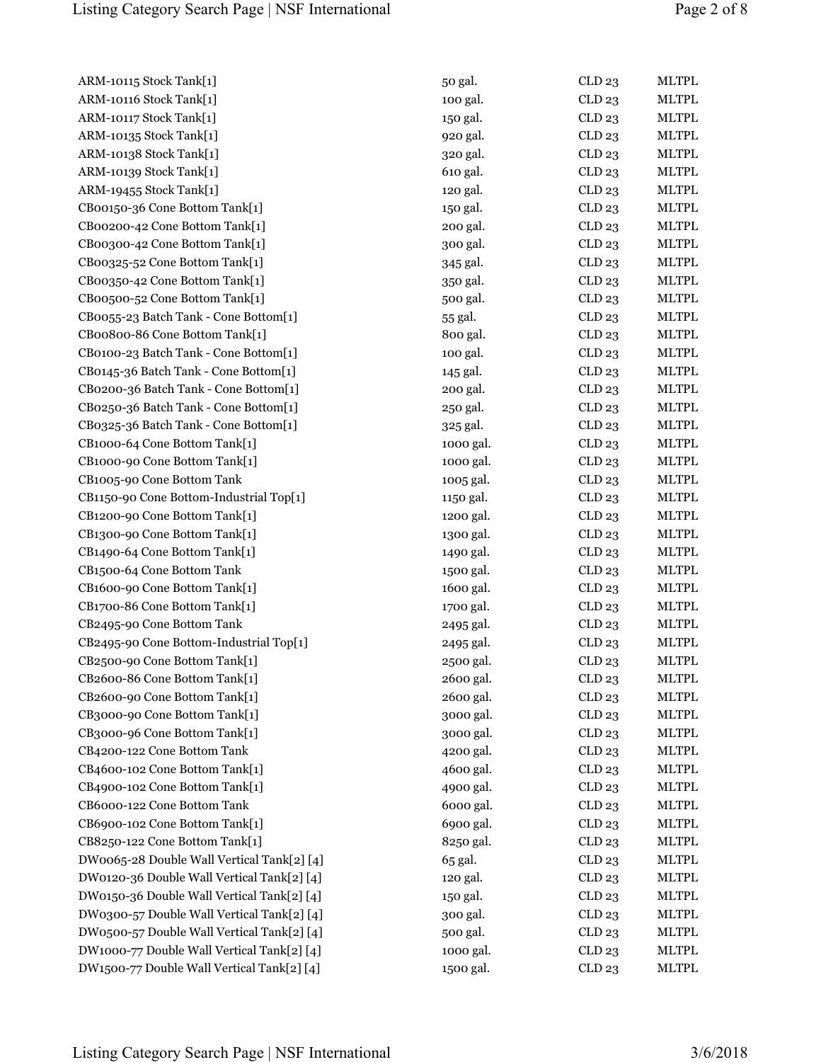| | | | |
|---|---|---|---|
| ARM-10115 Stock Tank[1] | 50 gal. | CLD 23 | MLTPL |
| ARM-10116 Stock Tank[1] | 100 gal. | CLD 23 | MLTPL |
| ARM-10117 Stock Tank[1] | 150 gal. | CLD 23 | MLTPL |
| ARM-10135 Stock Tank[1] | 920 gal. | CLD 23 | MLTPL |
| ARM-10138 Stock Tank[1] | 320 gal. | CLD 23 | MLTPL |
| ARM-10139 Stock Tank[1] | 610 gal. | CLD 23 | MLTPL |
| ARM-19455 Stock Tank[1] | 120 gal. | CLD 23 | MLTPL |
| CB00150-36 Cone Bottom Tank[1] | 150 gal. | CLD 23 | MLTPL |
| CB00200-42 Cone Bottom Tank[1] | 200 gal. | CLD 23 | MLTPL |
| CB00300-42 Cone Bottom Tank[1] | 300 gal. | CLD 23 | MLTPL |
| CB00325-52 Cone Bottom Tank[1] | 345 gal. | CLD 23 | MLTPL |
| CB00350-42 Cone Bottom Tank[1] | 350 gal. | CLD 23 | MLTPL |
| CB00500-52 Cone Bottom Tank[1] | 500 gal. | CLD 23 | MLTPL |
| CB0055-23 Batch Tank - Cone Bottom[1] | 55 gal. | CLD 23 | MLTPL |
| CB00800-86 Cone Bottom Tank[1] | 800 gal. | CLD 23 | MLTPL |
| CB0100-23 Batch Tank - Cone Bottom[1] | 100 gal. | CLD 23 | MLTPL |
| CB0145-36 Batch Tank - Cone Bottom[1] | 145 gal. | CLD 23 | MLTPL |
| CB0200-36 Batch Tank - Cone Bottom[1] | 200 gal. | CLD 23 | MLTPL |
| CB0250-36 Batch Tank - Cone Bottom[1] | 250 gal. | CLD 23 | MLTPL |
| CB0325-36 Batch Tank - Cone Bottom[1] | 325 gal. | CLD 23 | MLTPL |
| CB1000-64 Cone Bottom Tank[1] | 1000 gal. | CLD 23 | MLTPL |
| CB1000-90 Cone Bottom Tank[1] | 1000 gal. | CLD 23 | MLTPL |
| CB1005-90 Cone Bottom Tank | 1005 gal. | CLD 23 | MLTPL |
| CB1150-90 Cone Bottom-Industrial Top[1] | 1150 gal. | CLD 23 | MLTPL |
| CB1200-90 Cone Bottom Tank[1] | 1200 gal. | CLD 23 | MLTPL |
| CB1300-90 Cone Bottom Tank[1] | 1300 gal. | CLD 23 | MLTPL |
| CB1490-64 Cone Bottom Tank[1] | 1490 gal. | CLD 23 | MLTPL |
| CB1500-64 Cone Bottom Tank | 1500 gal. | CLD 23 | MLTPL |
| CB1600-90 Cone Bottom Tank[1] | 1600 gal. | CLD 23 | MLTPL |
| CB1700-86 Cone Bottom Tank[1] | 1700 gal. | CLD 23 | MLTPL |
| CB2495-90 Cone Bottom Tank | 2495 gal. | CLD 23 | MLTPL |
| CB2495-90 Cone Bottom-Industrial Top[1] | 2495 gal. | CLD 23 | MLTPL |
| CB2500-90 Cone Bottom Tank[1] | 2500 gal. | CLD 23 | MLTPL |
| CB2600-86 Cone Bottom Tank[1] | 2600 gal. | CLD 23 | MLTPL |
| CB2600-90 Cone Bottom Tank[1] | 2600 gal. | CLD 23 | MLTPL |
| CB3000-90 Cone Bottom Tank[1] | 3000 gal. | CLD 23 | MLTPL |
| CB3000-96 Cone Bottom Tank[1] | 3000 gal. | CLD 23 | MLTPL |
| CB4200-122 Cone Bottom Tank | 4200 gal. | CLD 23 | MLTPL |
| CB4600-102 Cone Bottom Tank[1] | 4600 gal. | CLD 23 | MLTPL |
| CB4900-102 Cone Bottom Tank[1] | 4900 gal. | CLD 23 | MLTPL |
| CB6000-122 Cone Bottom Tank | 6000 gal. | CLD 23 | MLTPL |
| CB6900-102 Cone Bottom Tank[1] | 6900 gal. | CLD 23 | MLTPL |
| CB8250-122 Cone Bottom Tank[1] | 8250 gal. | CLD 23 | MLTPL |
| DW0065-28 Double Wall Vertical Tank[2] [4] | 65 gal. | CLD 23 | MLTPL |
| DW0120-36 Double Wall Vertical Tank[2] [4] | 120 gal. | CLD 23 | MLTPL |
| DW0150-36 Double Wall Vertical Tank[2] [4] | 150 gal. | CLD 23 | MLTPL |
| DW0300-57 Double Wall Vertical Tank[2] [4] | 300 gal. | CLD 23 | MLTPL |
| DW0500-57 Double Wall Vertical Tank[2] [4] | 500 gal. | CLD 23 | MLTPL |
| DW1000-77 Double Wall Vertical Tank[2] [4] | 1000 gal. | CLD 23 | MLTPL |
| DW1500-77 Double Wall Vertical Tank[2] [4] | 1500 gal. | CLD 23 | MLTPL |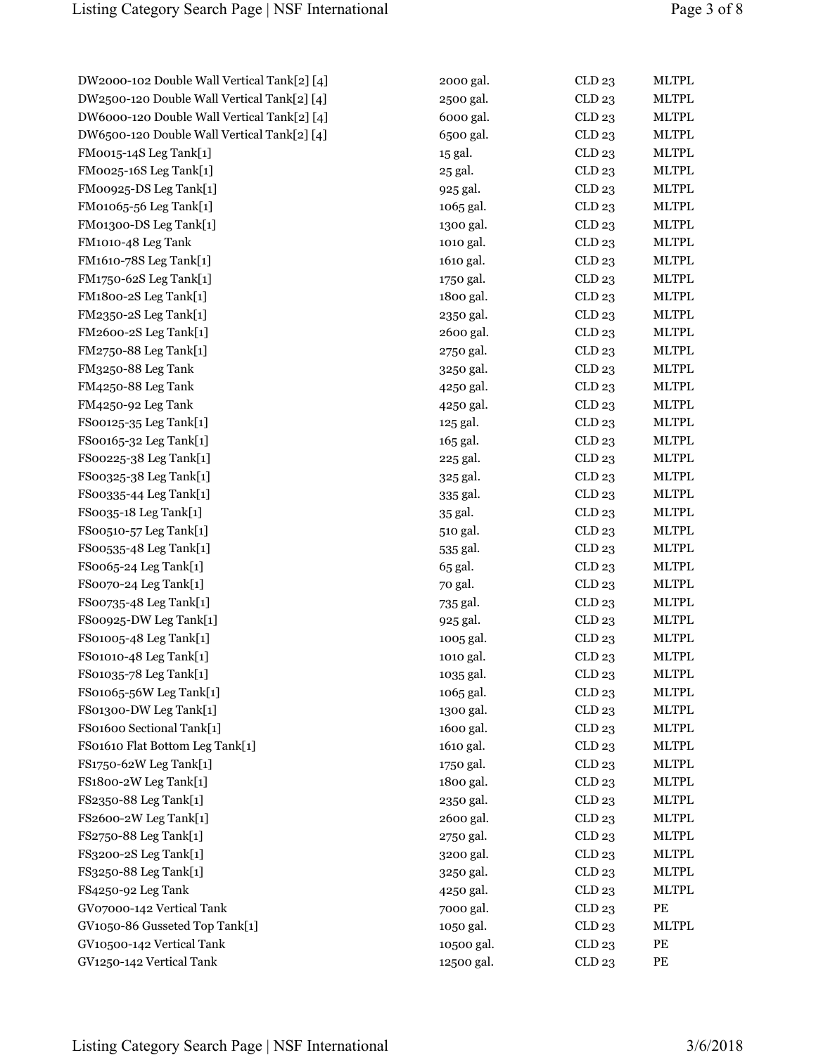| | | | |
|---|---|---|---|
| DW2000-102 Double Wall Vertical Tank[2] [4] | 2000 gal. | CLD 23 | MLTPL |
| DW2500-120 Double Wall Vertical Tank[2] [4] | 2500 gal. | CLD 23 | MLTPL |
| DW6000-120 Double Wall Vertical Tank[2] [4] | 6000 gal. | CLD 23 | MLTPL |
| DW6500-120 Double Wall Vertical Tank[2] [4] | 6500 gal. | CLD 23 | MLTPL |
| FM0015-14S Leg Tank[1] | 15 gal. | CLD 23 | MLTPL |
| FM0025-16S Leg Tank[1] | 25 gal. | CLD 23 | MLTPL |
| FM00925-DS Leg Tank[1] | 925 gal. | CLD 23 | MLTPL |
| FM01065-56 Leg Tank[1] | 1065 gal. | CLD 23 | MLTPL |
| FM01300-DS Leg Tank[1] | 1300 gal. | CLD 23 | MLTPL |
| FM1010-48 Leg Tank | 1010 gal. | CLD 23 | MLTPL |
| FM1610-78S Leg Tank[1] | 1610 gal. | CLD 23 | MLTPL |
| FM1750-62S Leg Tank[1] | 1750 gal. | CLD 23 | MLTPL |
| FM1800-2S Leg Tank[1] | 1800 gal. | CLD 23 | MLTPL |
| FM2350-2S Leg Tank[1] | 2350 gal. | CLD 23 | MLTPL |
| FM2600-2S Leg Tank[1] | 2600 gal. | CLD 23 | MLTPL |
| FM2750-88 Leg Tank[1] | 2750 gal. | CLD 23 | MLTPL |
| FM3250-88 Leg Tank | 3250 gal. | CLD 23 | MLTPL |
| FM4250-88 Leg Tank | 4250 gal. | CLD 23 | MLTPL |
| FM4250-92 Leg Tank | 4250 gal. | CLD 23 | MLTPL |
| FS00125-35 Leg Tank[1] | 125 gal. | CLD 23 | MLTPL |
| FS00165-32 Leg Tank[1] | 165 gal. | CLD 23 | MLTPL |
| FS00225-38 Leg Tank[1] | 225 gal. | CLD 23 | MLTPL |
| FS00325-38 Leg Tank[1] | 325 gal. | CLD 23 | MLTPL |
| FS00335-44 Leg Tank[1] | 335 gal. | CLD 23 | MLTPL |
| FS0035-18 Leg Tank[1] | 35 gal. | CLD 23 | MLTPL |
| FS00510-57 Leg Tank[1] | 510 gal. | CLD 23 | MLTPL |
| FS00535-48 Leg Tank[1] | 535 gal. | CLD 23 | MLTPL |
| FS0065-24 Leg Tank[1] | 65 gal. | CLD 23 | MLTPL |
| FS0070-24 Leg Tank[1] | 70 gal. | CLD 23 | MLTPL |
| FS00735-48 Leg Tank[1] | 735 gal. | CLD 23 | MLTPL |
| FS00925-DW Leg Tank[1] | 925 gal. | CLD 23 | MLTPL |
| FS01005-48 Leg Tank[1] | 1005 gal. | CLD 23 | MLTPL |
| FS01010-48 Leg Tank[1] | 1010 gal. | CLD 23 | MLTPL |
| FS01035-78 Leg Tank[1] | 1035 gal. | CLD 23 | MLTPL |
| FS01065-56W Leg Tank[1] | 1065 gal. | CLD 23 | MLTPL |
| FS01300-DW Leg Tank[1] | 1300 gal. | CLD 23 | MLTPL |
| FS01600 Sectional Tank[1] | 1600 gal. | CLD 23 | MLTPL |
| FS01610 Flat Bottom Leg Tank[1] | 1610 gal. | CLD 23 | MLTPL |
| FS1750-62W Leg Tank[1] | 1750 gal. | CLD 23 | MLTPL |
| FS1800-2W Leg Tank[1] | 1800 gal. | CLD 23 | MLTPL |
| FS2350-88 Leg Tank[1] | 2350 gal. | CLD 23 | MLTPL |
| FS2600-2W Leg Tank[1] | 2600 gal. | CLD 23 | MLTPL |
| FS2750-88 Leg Tank[1] | 2750 gal. | CLD 23 | MLTPL |
| FS3200-2S Leg Tank[1] | 3200 gal. | CLD 23 | MLTPL |
| FS3250-88 Leg Tank[1] | 3250 gal. | CLD 23 | MLTPL |
| FS4250-92 Leg Tank | 4250 gal. | CLD 23 | MLTPL |
| GV07000-142 Vertical Tank | 7000 gal. | CLD 23 | PE |
| GV1050-86 Gusseted Top Tank[1] | 1050 gal. | CLD 23 | MLTPL |
| GV10500-142 Vertical Tank | 10500 gal. | CLD 23 | PE |
| GV1250-142 Vertical Tank | 12500 gal. | CLD 23 | PE |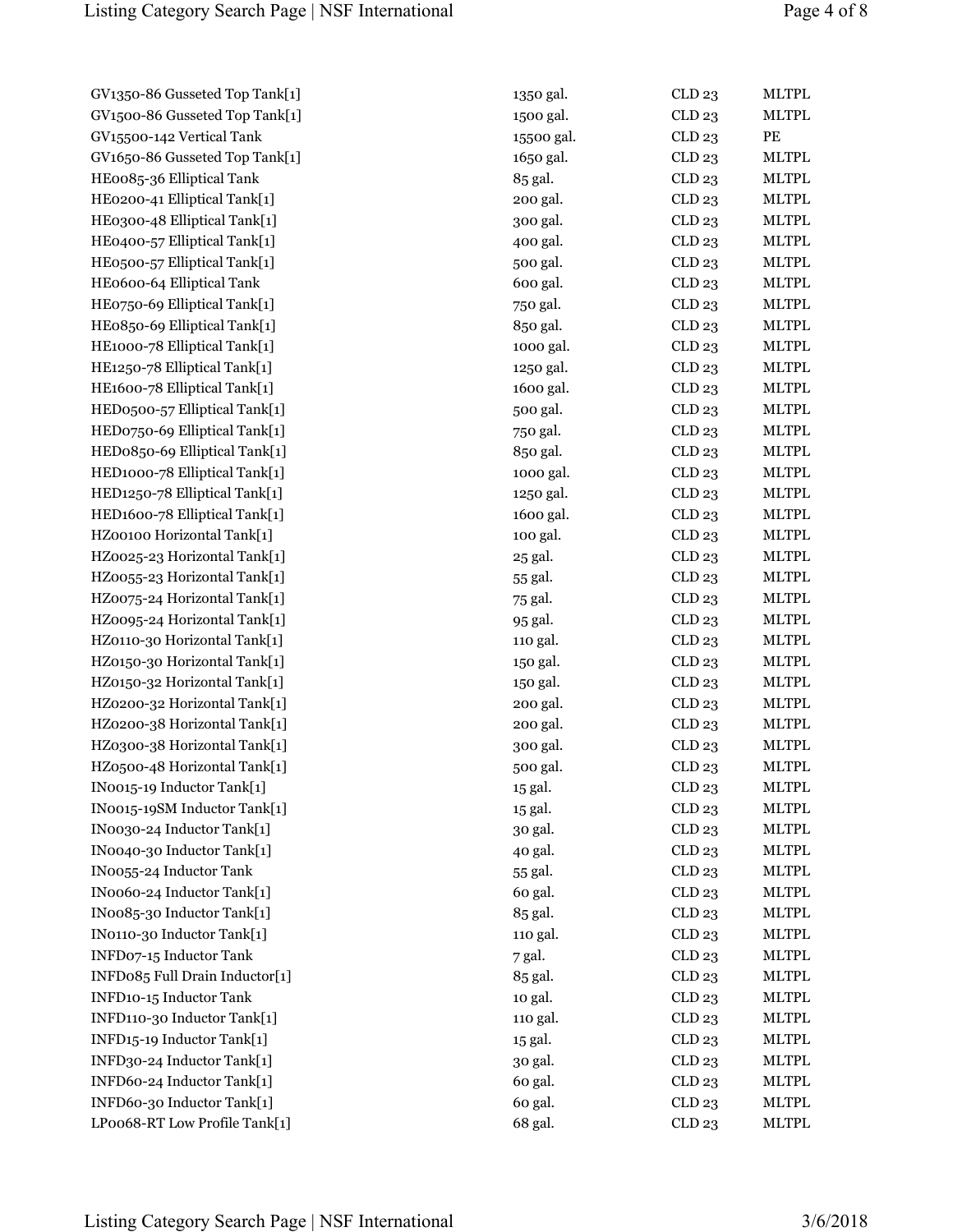| | | | |
|---|---|---|---|
| GV1350-86 Gusseted Top Tank[1] | 1350 gal. | CLD 23 | MLTPL |
| GV1500-86 Gusseted Top Tank[1] | 1500 gal. | CLD 23 | MLTPL |
| GV15500-142 Vertical Tank | 15500 gal. | CLD 23 | PE |
| GV1650-86 Gusseted Top Tank[1] | 1650 gal. | CLD 23 | MLTPL |
| HE0085-36 Elliptical Tank | 85 gal. | CLD 23 | MLTPL |
| HE0200-41 Elliptical Tank[1] | 200 gal. | CLD 23 | MLTPL |
| HE0300-48 Elliptical Tank[1] | 300 gal. | CLD 23 | MLTPL |
| HE0400-57 Elliptical Tank[1] | 400 gal. | CLD 23 | MLTPL |
| HE0500-57 Elliptical Tank[1] | 500 gal. | CLD 23 | MLTPL |
| HE0600-64 Elliptical Tank | 600 gal. | CLD 23 | MLTPL |
| HE0750-69 Elliptical Tank[1] | 750 gal. | CLD 23 | MLTPL |
| HE0850-69 Elliptical Tank[1] | 850 gal. | CLD 23 | MLTPL |
| HE1000-78 Elliptical Tank[1] | 1000 gal. | CLD 23 | MLTPL |
| HE1250-78 Elliptical Tank[1] | 1250 gal. | CLD 23 | MLTPL |
| HE1600-78 Elliptical Tank[1] | 1600 gal. | CLD 23 | MLTPL |
| HED0500-57 Elliptical Tank[1] | 500 gal. | CLD 23 | MLTPL |
| HED0750-69 Elliptical Tank[1] | 750 gal. | CLD 23 | MLTPL |
| HED0850-69 Elliptical Tank[1] | 850 gal. | CLD 23 | MLTPL |
| HED1000-78 Elliptical Tank[1] | 1000 gal. | CLD 23 | MLTPL |
| HED1250-78 Elliptical Tank[1] | 1250 gal. | CLD 23 | MLTPL |
| HED1600-78 Elliptical Tank[1] | 1600 gal. | CLD 23 | MLTPL |
| HZ00100 Horizontal Tank[1] | 100 gal. | CLD 23 | MLTPL |
| HZ0025-23 Horizontal Tank[1] | 25 gal. | CLD 23 | MLTPL |
| HZ0055-23 Horizontal Tank[1] | 55 gal. | CLD 23 | MLTPL |
| HZ0075-24 Horizontal Tank[1] | 75 gal. | CLD 23 | MLTPL |
| HZ0095-24 Horizontal Tank[1] | 95 gal. | CLD 23 | MLTPL |
| HZ0110-30 Horizontal Tank[1] | 110 gal. | CLD 23 | MLTPL |
| HZ0150-30 Horizontal Tank[1] | 150 gal. | CLD 23 | MLTPL |
| HZ0150-32 Horizontal Tank[1] | 150 gal. | CLD 23 | MLTPL |
| HZ0200-32 Horizontal Tank[1] | 200 gal. | CLD 23 | MLTPL |
| HZ0200-38 Horizontal Tank[1] | 200 gal. | CLD 23 | MLTPL |
| HZ0300-38 Horizontal Tank[1] | 300 gal. | CLD 23 | MLTPL |
| HZ0500-48 Horizontal Tank[1] | 500 gal. | CLD 23 | MLTPL |
| IN0015-19 Inductor Tank[1] | 15 gal. | CLD 23 | MLTPL |
| IN0015-19SM Inductor Tank[1] | 15 gal. | CLD 23 | MLTPL |
| IN0030-24 Inductor Tank[1] | 30 gal. | CLD 23 | MLTPL |
| IN0040-30 Inductor Tank[1] | 40 gal. | CLD 23 | MLTPL |
| IN0055-24 Inductor Tank | 55 gal. | CLD 23 | MLTPL |
| IN0060-24 Inductor Tank[1] | 60 gal. | CLD 23 | MLTPL |
| IN0085-30 Inductor Tank[1] | 85 gal. | CLD 23 | MLTPL |
| IN0110-30 Inductor Tank[1] | 110 gal. | CLD 23 | MLTPL |
| INFD07-15 Inductor Tank | 7 gal. | CLD 23 | MLTPL |
| INFD085 Full Drain Inductor[1] | 85 gal. | CLD 23 | MLTPL |
| INFD10-15 Inductor Tank | 10 gal. | CLD 23 | MLTPL |
| INFD110-30 Inductor Tank[1] | 110 gal. | CLD 23 | MLTPL |
| INFD15-19 Inductor Tank[1] | 15 gal. | CLD 23 | MLTPL |
| INFD30-24 Inductor Tank[1] | 30 gal. | CLD 23 | MLTPL |
| INFD60-24 Inductor Tank[1] | 60 gal. | CLD 23 | MLTPL |
| INFD60-30 Inductor Tank[1] | 60 gal. | CLD 23 | MLTPL |
| LP0068-RT Low Profile Tank[1] | 68 gal. | CLD 23 | MLTPL |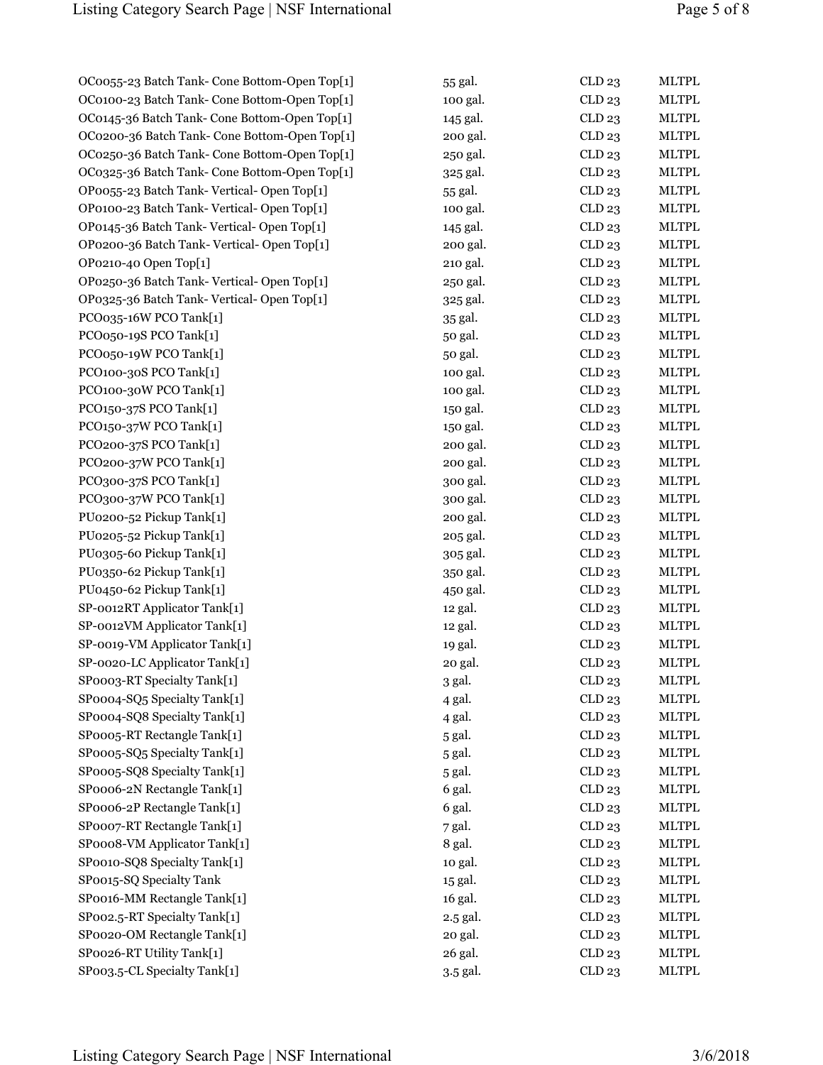| | | | |
|---|---|---|---|
| OC0055-23 Batch Tank- Cone Bottom-Open Top[1] | 55 gal. | CLD 23 | MLTPL |
| OC0100-23 Batch Tank- Cone Bottom-Open Top[1] | 100 gal. | CLD 23 | MLTPL |
| OC0145-36 Batch Tank- Cone Bottom-Open Top[1] | 145 gal. | CLD 23 | MLTPL |
| OC0200-36 Batch Tank- Cone Bottom-Open Top[1] | 200 gal. | CLD 23 | MLTPL |
| OC0250-36 Batch Tank- Cone Bottom-Open Top[1] | 250 gal. | CLD 23 | MLTPL |
| OC0325-36 Batch Tank- Cone Bottom-Open Top[1] | 325 gal. | CLD 23 | MLTPL |
| OP0055-23 Batch Tank- Vertical- Open Top[1] | 55 gal. | CLD 23 | MLTPL |
| OP0100-23 Batch Tank- Vertical- Open Top[1] | 100 gal. | CLD 23 | MLTPL |
| OP0145-36 Batch Tank- Vertical- Open Top[1] | 145 gal. | CLD 23 | MLTPL |
| OP0200-36 Batch Tank- Vertical- Open Top[1] | 200 gal. | CLD 23 | MLTPL |
| OP0210-40 Open Top[1] | 210 gal. | CLD 23 | MLTPL |
| OP0250-36 Batch Tank- Vertical- Open Top[1] | 250 gal. | CLD 23 | MLTPL |
| OP0325-36 Batch Tank- Vertical- Open Top[1] | 325 gal. | CLD 23 | MLTPL |
| PCO035-16W PCO Tank[1] | 35 gal. | CLD 23 | MLTPL |
| PCO050-19S PCO Tank[1] | 50 gal. | CLD 23 | MLTPL |
| PCO050-19W PCO Tank[1] | 50 gal. | CLD 23 | MLTPL |
| PCO100-30S PCO Tank[1] | 100 gal. | CLD 23 | MLTPL |
| PCO100-30W PCO Tank[1] | 100 gal. | CLD 23 | MLTPL |
| PCO150-37S PCO Tank[1] | 150 gal. | CLD 23 | MLTPL |
| PCO150-37W PCO Tank[1] | 150 gal. | CLD 23 | MLTPL |
| PCO200-37S PCO Tank[1] | 200 gal. | CLD 23 | MLTPL |
| PCO200-37W PCO Tank[1] | 200 gal. | CLD 23 | MLTPL |
| PCO300-37S PCO Tank[1] | 300 gal. | CLD 23 | MLTPL |
| PCO300-37W PCO Tank[1] | 300 gal. | CLD 23 | MLTPL |
| PU0200-52 Pickup Tank[1] | 200 gal. | CLD 23 | MLTPL |
| PU0205-52 Pickup Tank[1] | 205 gal. | CLD 23 | MLTPL |
| PU0305-60 Pickup Tank[1] | 305 gal. | CLD 23 | MLTPL |
| PU0350-62 Pickup Tank[1] | 350 gal. | CLD 23 | MLTPL |
| PU0450-62 Pickup Tank[1] | 450 gal. | CLD 23 | MLTPL |
| SP-0012RT Applicator Tank[1] | 12 gal. | CLD 23 | MLTPL |
| SP-0012VM Applicator Tank[1] | 12 gal. | CLD 23 | MLTPL |
| SP-0019-VM Applicator Tank[1] | 19 gal. | CLD 23 | MLTPL |
| SP-0020-LC Applicator Tank[1] | 20 gal. | CLD 23 | MLTPL |
| SP0003-RT Specialty Tank[1] | 3 gal. | CLD 23 | MLTPL |
| SP0004-SQ5 Specialty Tank[1] | 4 gal. | CLD 23 | MLTPL |
| SP0004-SQ8 Specialty Tank[1] | 4 gal. | CLD 23 | MLTPL |
| SP0005-RT Rectangle Tank[1] | 5 gal. | CLD 23 | MLTPL |
| SP0005-SQ5 Specialty Tank[1] | 5 gal. | CLD 23 | MLTPL |
| SP0005-SQ8 Specialty Tank[1] | 5 gal. | CLD 23 | MLTPL |
| SP0006-2N Rectangle Tank[1] | 6 gal. | CLD 23 | MLTPL |
| SP0006-2P Rectangle Tank[1] | 6 gal. | CLD 23 | MLTPL |
| SP0007-RT Rectangle Tank[1] | 7 gal. | CLD 23 | MLTPL |
| SP0008-VM Applicator Tank[1] | 8 gal. | CLD 23 | MLTPL |
| SP0010-SQ8 Specialty Tank[1] | 10 gal. | CLD 23 | MLTPL |
| SP0015-SQ Specialty Tank | 15 gal. | CLD 23 | MLTPL |
| SP0016-MM Rectangle Tank[1] | 16 gal. | CLD 23 | MLTPL |
| SP002.5-RT Specialty Tank[1] | 2.5 gal. | CLD 23 | MLTPL |
| SP0020-OM Rectangle Tank[1] | 20 gal. | CLD 23 | MLTPL |
| SP0026-RT Utility Tank[1] | 26 gal. | CLD 23 | MLTPL |
| SP003.5-CL Specialty Tank[1] | 3.5 gal. | CLD 23 | MLTPL |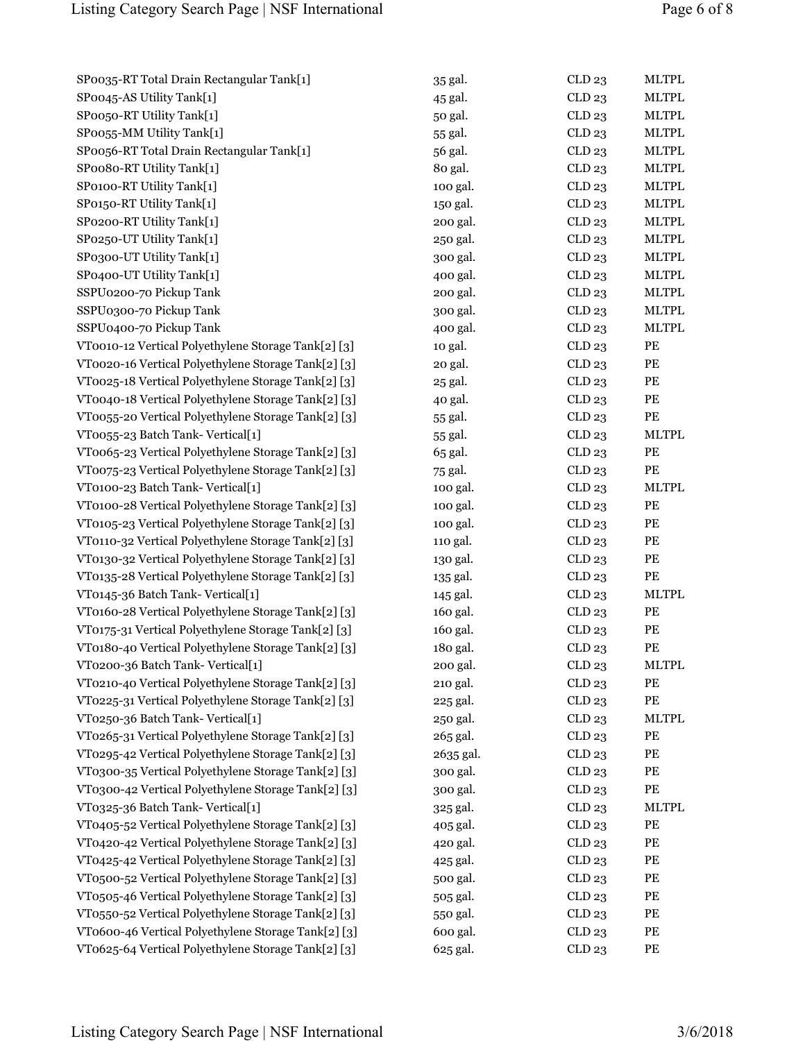| | | | |
|---|---|---|---|
| SP0035-RT Total Drain Rectangular Tank[1] | 35 gal. | CLD 23 | MLTPL |
| SP0045-AS Utility Tank[1] | 45 gal. | CLD 23 | MLTPL |
| SP0050-RT Utility Tank[1] | 50 gal. | CLD 23 | MLTPL |
| SP0055-MM Utility Tank[1] | 55 gal. | CLD 23 | MLTPL |
| SP0056-RT Total Drain Rectangular Tank[1] | 56 gal. | CLD 23 | MLTPL |
| SP0080-RT Utility Tank[1] | 80 gal. | CLD 23 | MLTPL |
| SP0100-RT Utility Tank[1] | 100 gal. | CLD 23 | MLTPL |
| SP0150-RT Utility Tank[1] | 150 gal. | CLD 23 | MLTPL |
| SP0200-RT Utility Tank[1] | 200 gal. | CLD 23 | MLTPL |
| SP0250-UT Utility Tank[1] | 250 gal. | CLD 23 | MLTPL |
| SP0300-UT Utility Tank[1] | 300 gal. | CLD 23 | MLTPL |
| SP0400-UT Utility Tank[1] | 400 gal. | CLD 23 | MLTPL |
| SSPU0200-70 Pickup Tank | 200 gal. | CLD 23 | MLTPL |
| SSPU0300-70 Pickup Tank | 300 gal. | CLD 23 | MLTPL |
| SSPU0400-70 Pickup Tank | 400 gal. | CLD 23 | MLTPL |
| VT0010-12 Vertical Polyethylene Storage Tank[2] [3] | 10 gal. | CLD 23 | PE |
| VT0020-16 Vertical Polyethylene Storage Tank[2] [3] | 20 gal. | CLD 23 | PE |
| VT0025-18 Vertical Polyethylene Storage Tank[2] [3] | 25 gal. | CLD 23 | PE |
| VT0040-18 Vertical Polyethylene Storage Tank[2] [3] | 40 gal. | CLD 23 | PE |
| VT0055-20 Vertical Polyethylene Storage Tank[2] [3] | 55 gal. | CLD 23 | PE |
| VT0055-23 Batch Tank- Vertical[1] | 55 gal. | CLD 23 | MLTPL |
| VT0065-23 Vertical Polyethylene Storage Tank[2] [3] | 65 gal. | CLD 23 | PE |
| VT0075-23 Vertical Polyethylene Storage Tank[2] [3] | 75 gal. | CLD 23 | PE |
| VT0100-23 Batch Tank- Vertical[1] | 100 gal. | CLD 23 | MLTPL |
| VT0100-28 Vertical Polyethylene Storage Tank[2] [3] | 100 gal. | CLD 23 | PE |
| VT0105-23 Vertical Polyethylene Storage Tank[2] [3] | 100 gal. | CLD 23 | PE |
| VT0110-32 Vertical Polyethylene Storage Tank[2] [3] | 110 gal. | CLD 23 | PE |
| VT0130-32 Vertical Polyethylene Storage Tank[2] [3] | 130 gal. | CLD 23 | PE |
| VT0135-28 Vertical Polyethylene Storage Tank[2] [3] | 135 gal. | CLD 23 | PE |
| VT0145-36 Batch Tank- Vertical[1] | 145 gal. | CLD 23 | MLTPL |
| VT0160-28 Vertical Polyethylene Storage Tank[2] [3] | 160 gal. | CLD 23 | PE |
| VT0175-31 Vertical Polyethylene Storage Tank[2] [3] | 160 gal. | CLD 23 | PE |
| VT0180-40 Vertical Polyethylene Storage Tank[2] [3] | 180 gal. | CLD 23 | PE |
| VT0200-36 Batch Tank- Vertical[1] | 200 gal. | CLD 23 | MLTPL |
| VT0210-40 Vertical Polyethylene Storage Tank[2] [3] | 210 gal. | CLD 23 | PE |
| VT0225-31 Vertical Polyethylene Storage Tank[2] [3] | 225 gal. | CLD 23 | PE |
| VT0250-36 Batch Tank- Vertical[1] | 250 gal. | CLD 23 | MLTPL |
| VT0265-31 Vertical Polyethylene Storage Tank[2] [3] | 265 gal. | CLD 23 | PE |
| VT0295-42 Vertical Polyethylene Storage Tank[2] [3] | 2635 gal. | CLD 23 | PE |
| VT0300-35 Vertical Polyethylene Storage Tank[2] [3] | 300 gal. | CLD 23 | PE |
| VT0300-42 Vertical Polyethylene Storage Tank[2] [3] | 300 gal. | CLD 23 | PE |
| VT0325-36 Batch Tank- Vertical[1] | 325 gal. | CLD 23 | MLTPL |
| VT0405-52 Vertical Polyethylene Storage Tank[2] [3] | 405 gal. | CLD 23 | PE |
| VT0420-42 Vertical Polyethylene Storage Tank[2] [3] | 420 gal. | CLD 23 | PE |
| VT0425-42 Vertical Polyethylene Storage Tank[2] [3] | 425 gal. | CLD 23 | PE |
| VT0500-52 Vertical Polyethylene Storage Tank[2] [3] | 500 gal. | CLD 23 | PE |
| VT0505-46 Vertical Polyethylene Storage Tank[2] [3] | 505 gal. | CLD 23 | PE |
| VT0550-52 Vertical Polyethylene Storage Tank[2] [3] | 550 gal. | CLD 23 | PE |
| VT0600-46 Vertical Polyethylene Storage Tank[2] [3] | 600 gal. | CLD 23 | PE |
| VT0625-64 Vertical Polyethylene Storage Tank[2] [3] | 625 gal. | CLD 23 | PE |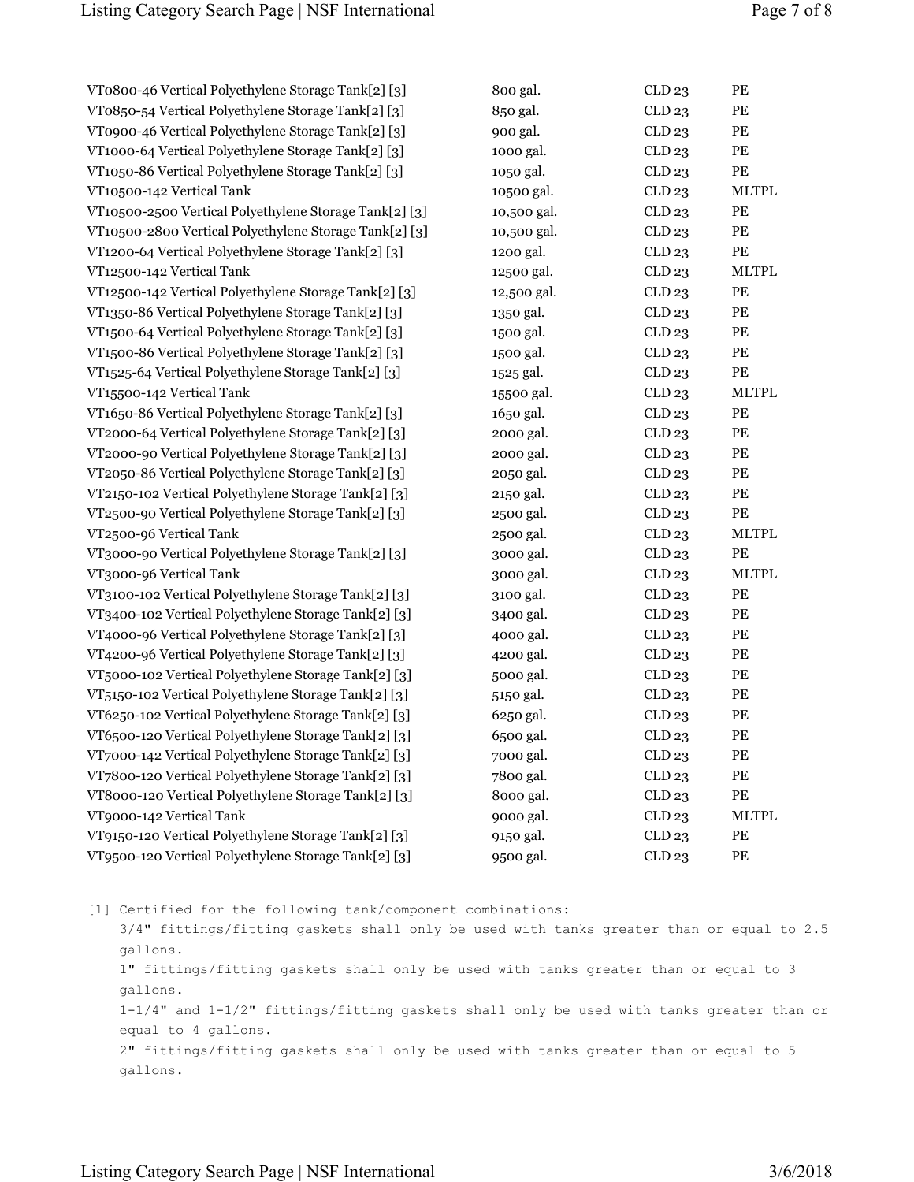| | | | |
|---|---|---|---|
| VT0800-46 Vertical Polyethylene Storage Tank[2] [3] | 800 gal. | CLD 23 | PE |
| VT0850-54 Vertical Polyethylene Storage Tank[2] [3] | 850 gal. | CLD 23 | PE |
| VT0900-46 Vertical Polyethylene Storage Tank[2] [3] | 900 gal. | CLD 23 | PE |
| VT1000-64 Vertical Polyethylene Storage Tank[2] [3] | 1000 gal. | CLD 23 | PE |
| VT1050-86 Vertical Polyethylene Storage Tank[2] [3] | 1050 gal. | CLD 23 | PE |
| VT10500-142 Vertical Tank | 10500 gal. | CLD 23 | MLTPL |
| VT10500-2500 Vertical Polyethylene Storage Tank[2] [3] | 10,500 gal. | CLD 23 | PE |
| VT10500-2800 Vertical Polyethylene Storage Tank[2] [3] | 10,500 gal. | CLD 23 | PE |
| VT1200-64 Vertical Polyethylene Storage Tank[2] [3] | 1200 gal. | CLD 23 | PE |
| VT12500-142 Vertical Tank | 12500 gal. | CLD 23 | MLTPL |
| VT12500-142 Vertical Polyethylene Storage Tank[2] [3] | 12,500 gal. | CLD 23 | PE |
| VT1350-86 Vertical Polyethylene Storage Tank[2] [3] | 1350 gal. | CLD 23 | PE |
| VT1500-64 Vertical Polyethylene Storage Tank[2] [3] | 1500 gal. | CLD 23 | PE |
| VT1500-86 Vertical Polyethylene Storage Tank[2] [3] | 1500 gal. | CLD 23 | PE |
| VT1525-64 Vertical Polyethylene Storage Tank[2] [3] | 1525 gal. | CLD 23 | PE |
| VT15500-142 Vertical Tank | 15500 gal. | CLD 23 | MLTPL |
| VT1650-86 Vertical Polyethylene Storage Tank[2] [3] | 1650 gal. | CLD 23 | PE |
| VT2000-64 Vertical Polyethylene Storage Tank[2] [3] | 2000 gal. | CLD 23 | PE |
| VT2000-90 Vertical Polyethylene Storage Tank[2] [3] | 2000 gal. | CLD 23 | PE |
| VT2050-86 Vertical Polyethylene Storage Tank[2] [3] | 2050 gal. | CLD 23 | PE |
| VT2150-102 Vertical Polyethylene Storage Tank[2] [3] | 2150 gal. | CLD 23 | PE |
| VT2500-90 Vertical Polyethylene Storage Tank[2] [3] | 2500 gal. | CLD 23 | PE |
| VT2500-96 Vertical Tank | 2500 gal. | CLD 23 | MLTPL |
| VT3000-90 Vertical Polyethylene Storage Tank[2] [3] | 3000 gal. | CLD 23 | PE |
| VT3000-96 Vertical Tank | 3000 gal. | CLD 23 | MLTPL |
| VT3100-102 Vertical Polyethylene Storage Tank[2] [3] | 3100 gal. | CLD 23 | PE |
| VT3400-102 Vertical Polyethylene Storage Tank[2] [3] | 3400 gal. | CLD 23 | PE |
| VT4000-96 Vertical Polyethylene Storage Tank[2] [3] | 4000 gal. | CLD 23 | PE |
| VT4200-96 Vertical Polyethylene Storage Tank[2] [3] | 4200 gal. | CLD 23 | PE |
| VT5000-102 Vertical Polyethylene Storage Tank[2] [3] | 5000 gal. | CLD 23 | PE |
| VT5150-102 Vertical Polyethylene Storage Tank[2] [3] | 5150 gal. | CLD 23 | PE |
| VT6250-102 Vertical Polyethylene Storage Tank[2] [3] | 6250 gal. | CLD 23 | PE |
| VT6500-120 Vertical Polyethylene Storage Tank[2] [3] | 6500 gal. | CLD 23 | PE |
| VT7000-142 Vertical Polyethylene Storage Tank[2] [3] | 7000 gal. | CLD 23 | PE |
| VT7800-120 Vertical Polyethylene Storage Tank[2] [3] | 7800 gal. | CLD 23 | PE |
| VT8000-120 Vertical Polyethylene Storage Tank[2] [3] | 8000 gal. | CLD 23 | PE |
| VT9000-142 Vertical Tank | 9000 gal. | CLD 23 | MLTPL |
| VT9150-120 Vertical Polyethylene Storage Tank[2] [3] | 9150 gal. | CLD 23 | PE |
| VT9500-120 Vertical Polyethylene Storage Tank[2] [3] | 9500 gal. | CLD 23 | PE |

[1] Certified for the following tank/component combinations:

3/4" fittings/fitting gaskets shall only be used with tanks greater than or equal to 2.5 gallons.

1" fittings/fitting gaskets shall only be used with tanks greater than or equal to 3 gallons.

1-1/4" and 1-1/2" fittings/fitting gaskets shall only be used with tanks greater than or equal to 4 gallons.

2" fittings/fitting gaskets shall only be used with tanks greater than or equal to 5 gallons.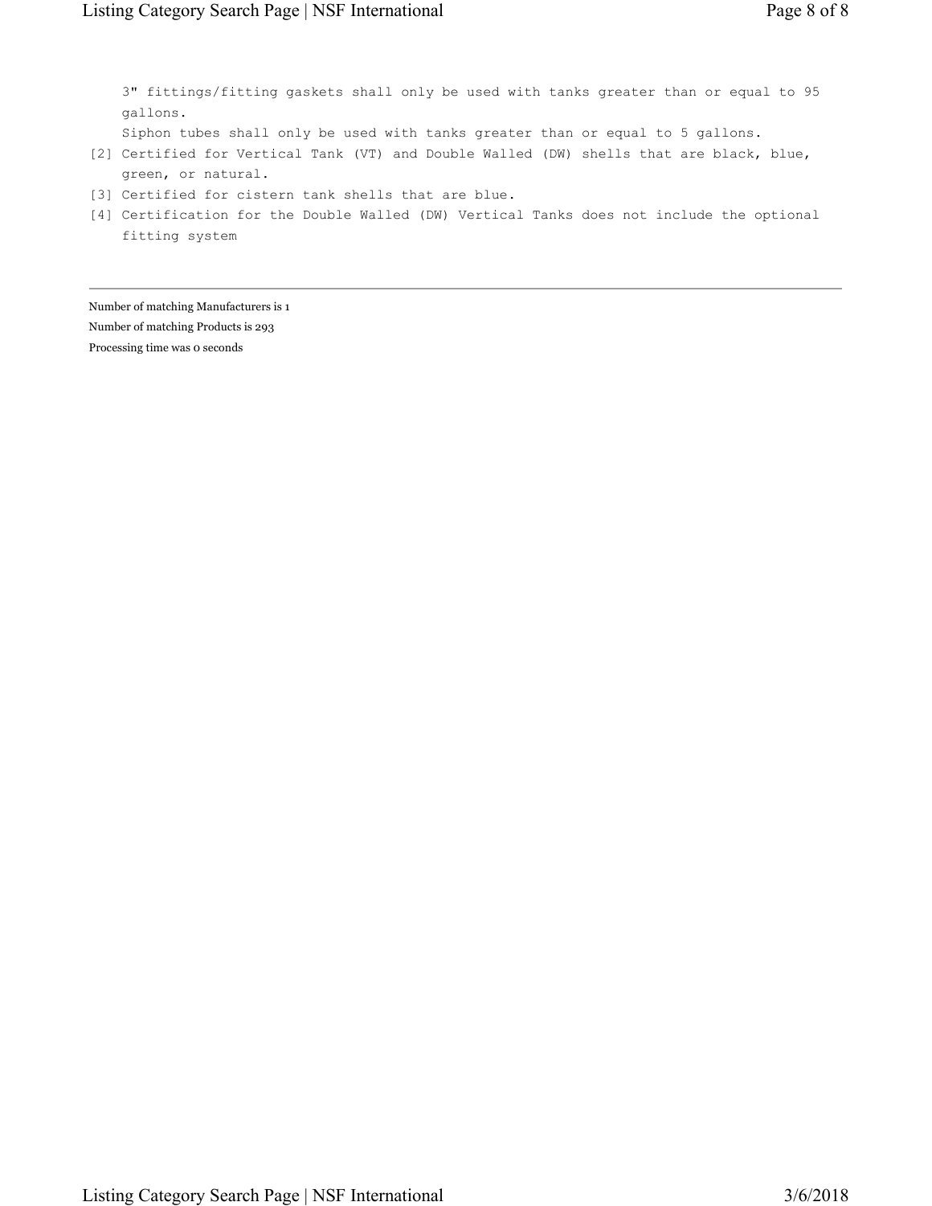3" fittings/fitting gaskets shall only be used with tanks greater than or equal to 95 gallons.
Siphon tubes shall only be used with tanks greater than or equal to 5 gallons.

[2] Certified for Vertical Tank (VT) and Double Walled (DW) shells that are black, blue, green, or natural.

[3] Certified for cistern tank shells that are blue.

[4] Certification for the Double Walled (DW) Vertical Tanks does not include the optional fitting system

---

Number of matching Manufacturers is 1

Number of matching Products is 293

Processing time was 0 seconds